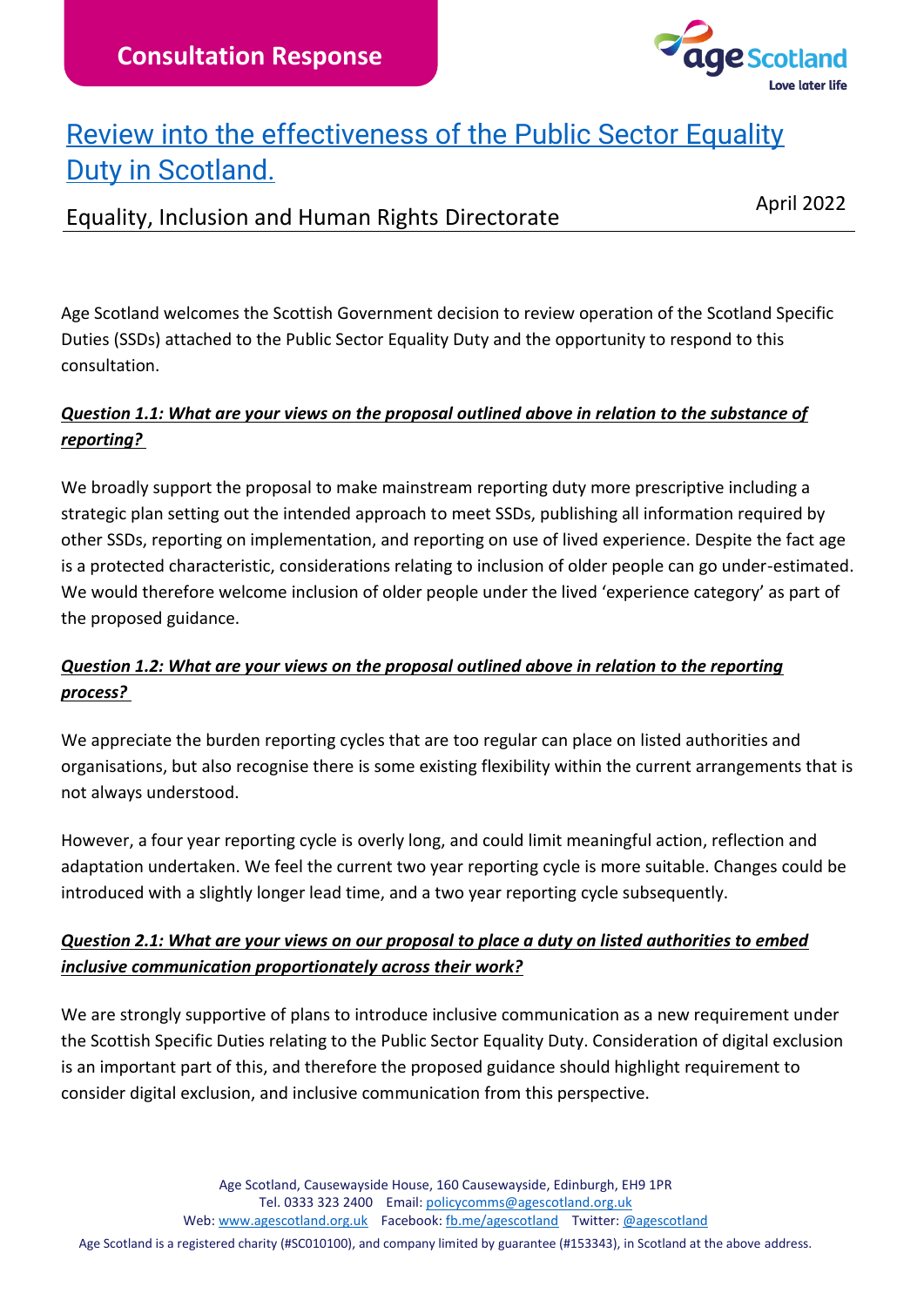**Consultation Response**

# Review into the effectiveness of the Public Sector Equality Duty in Scotland.

Equality, Inclusion and Human Rights Directorate

April 2022

Age Scotland welcomes the Scottish Government decision to review operation of the Scotland Specific Duties (SSDs) attached to the Public Sector Equality Duty and the opportunity to respond to this consultation.

***Question 1.1: What are your views on the proposal outlined above in relation to the substance of reporting?***

We broadly support the proposal to make mainstream reporting duty more prescriptive including a strategic plan setting out the intended approach to meet SSDs, publishing all information required by other SSDs, reporting on implementation, and reporting on use of lived experience. Despite the fact age is a protected characteristic, considerations relating to inclusion of older people can go under-estimated. We would therefore welcome inclusion of older people under the lived 'experience category' as part of the proposed guidance.

***Question 1.2: What are your views on the proposal outlined above in relation to the reporting process?***

We appreciate the burden reporting cycles that are too regular can place on listed authorities and organisations, but also recognise there is some existing flexibility within the current arrangements that is not always understood.

However, a four year reporting cycle is overly long, and could limit meaningful action, reflection and adaptation undertaken. We feel the current two year reporting cycle is more suitable. Changes could be introduced with a slightly longer lead time, and a two year reporting cycle subsequently.

***Question 2.1: What are your views on our proposal to place a duty on listed authorities to embed inclusive communication proportionately across their work?***

We are strongly supportive of plans to introduce inclusive communication as a new requirement under the Scottish Specific Duties relating to the Public Sector Equality Duty. Consideration of digital exclusion is an important part of this, and therefore the proposed guidance should highlight requirement to consider digital exclusion, and inclusive communication from this perspective.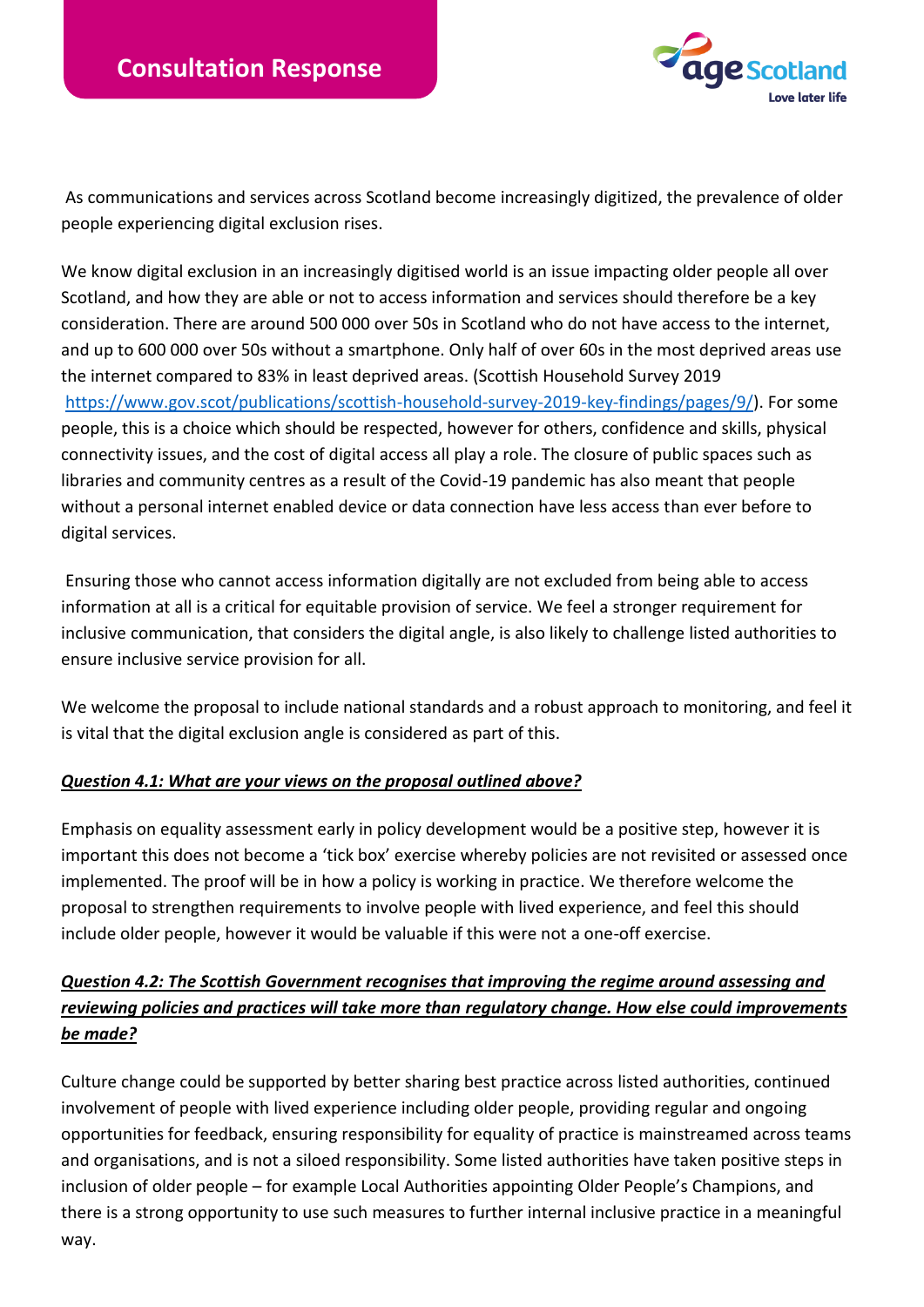As communications and services across Scotland become increasingly digitized, the prevalence of older people experiencing digital exclusion rises.

We know digital exclusion in an increasingly digitised world is an issue impacting older people all over Scotland, and how they are able or not to access information and services should therefore be a key consideration. There are around 500 000 over 50s in Scotland who do not have access to the internet, and up to 600 000 over 50s without a smartphone. Only half of over 60s in the most deprived areas use the internet compared to 83% in least deprived areas. (Scottish Household Survey 2019 https://www.gov.scot/publications/scottish-household-survey-2019-key-findings/pages/9/). For some people, this is a choice which should be respected, however for others, confidence and skills, physical connectivity issues, and the cost of digital access all play a role. The closure of public spaces such as libraries and community centres as a result of the Covid-19 pandemic has also meant that people without a personal internet enabled device or data connection have less access than ever before to digital services.

Ensuring those who cannot access information digitally are not excluded from being able to access information at all is a critical for equitable provision of service. We feel a stronger requirement for inclusive communication, that considers the digital angle, is also likely to challenge listed authorities to ensure inclusive service provision for all.

We welcome the proposal to include national standards and a robust approach to monitoring, and feel it is vital that the digital exclusion angle is considered as part of this.

***Question 4.1: What are your views on the proposal outlined above?***

Emphasis on equality assessment early in policy development would be a positive step, however it is important this does not become a 'tick box' exercise whereby policies are not revisited or assessed once implemented. The proof will be in how a policy is working in practice. We therefore welcome the proposal to strengthen requirements to involve people with lived experience, and feel this should include older people, however it would be valuable if this were not a one-off exercise.

***Question 4.2: The Scottish Government recognises that improving the regime around assessing and reviewing policies and practices will take more than regulatory change. How else could improvements be made?***

Culture change could be supported by better sharing best practice across listed authorities, continued involvement of people with lived experience including older people, providing regular and ongoing opportunities for feedback, ensuring responsibility for equality of practice is mainstreamed across teams and organisations, and is not a siloed responsibility. Some listed authorities have taken positive steps in inclusion of older people – for example Local Authorities appointing Older People's Champions, and there is a strong opportunity to use such measures to further internal inclusive practice in a meaningful way.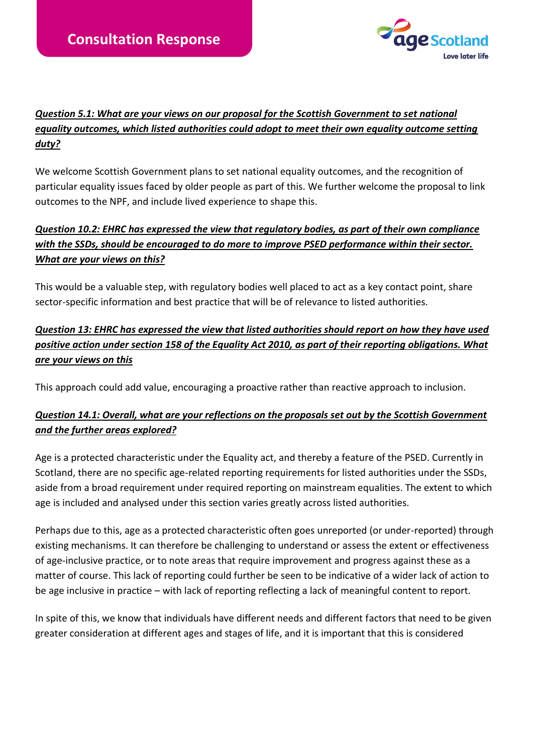***Question 5.1: What are your views on our proposal for the Scottish Government to set national equality outcomes, which listed authorities could adopt to meet their own equality outcome setting duty?***

We welcome Scottish Government plans to set national equality outcomes, and the recognition of particular equality issues faced by older people as part of this. We further welcome the proposal to link outcomes to the NPF, and include lived experience to shape this.

***Question 10.2: EHRC has expressed the view that regulatory bodies, as part of their own compliance with the SSDs, should be encouraged to do more to improve PSED performance within their sector. What are your views on this?***

This would be a valuable step, with regulatory bodies well placed to act as a key contact point, share sector-specific information and best practice that will be of relevance to listed authorities.

***Question 13: EHRC has expressed the view that listed authorities should report on how they have used positive action under section 158 of the Equality Act 2010, as part of their reporting obligations. What are your views on this***

This approach could add value, encouraging a proactive rather than reactive approach to inclusion.

***Question 14.1: Overall, what are your reflections on the proposals set out by the Scottish Government and the further areas explored?***

Age is a protected characteristic under the Equality act, and thereby a feature of the PSED. Currently in Scotland, there are no specific age-related reporting requirements for listed authorities under the SSDs, aside from a broad requirement under required reporting on mainstream equalities. The extent to which age is included and analysed under this section varies greatly across listed authorities.

Perhaps due to this, age as a protected characteristic often goes unreported (or under-reported) through existing mechanisms. It can therefore be challenging to understand or assess the extent or effectiveness of age-inclusive practice, or to note areas that require improvement and progress against these as a matter of course. This lack of reporting could further be seen to be indicative of a wider lack of action to be age inclusive in practice – with lack of reporting reflecting a lack of meaningful content to report.

In spite of this, we know that individuals have different needs and different factors that need to be given greater consideration at different ages and stages of life, and it is important that this is considered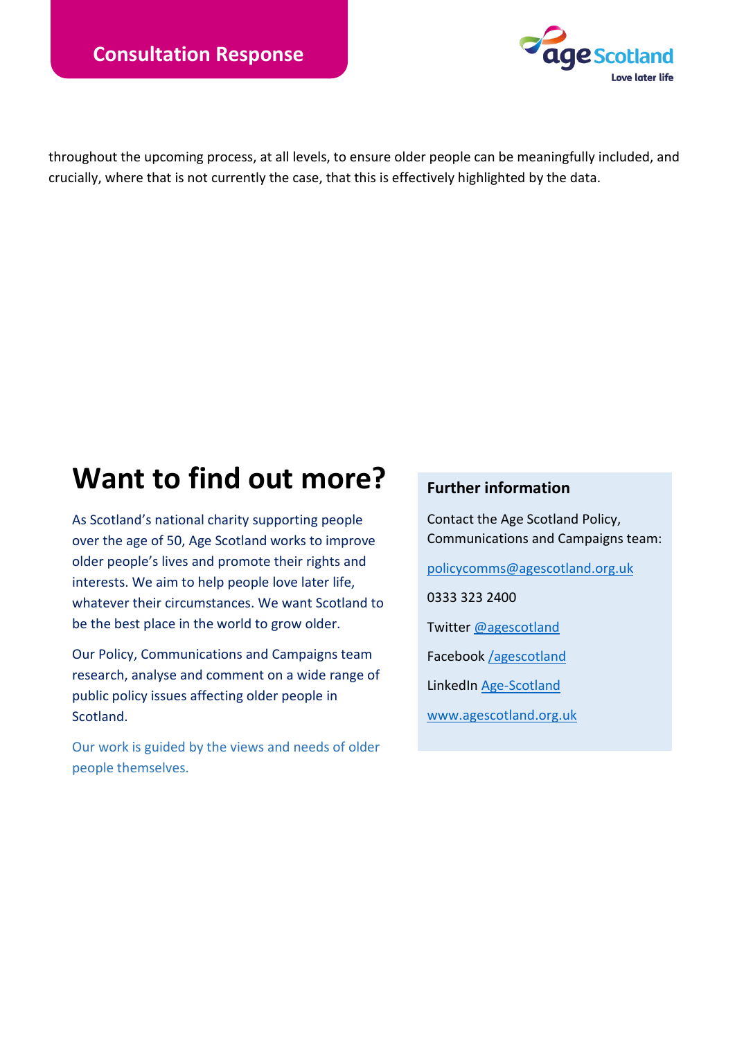throughout the upcoming process, at all levels, to ensure older people can be meaningfully included, and crucially, where that is not currently the case, that this is effectively highlighted by the data.

# Want to find out more?

As Scotland's national charity supporting people over the age of 50, Age Scotland works to improve older people's lives and promote their rights and interests. We aim to help people love later life, whatever their circumstances. We want Scotland to be the best place in the world to grow older.

Our Policy, Communications and Campaigns team research, analyse and comment on a wide range of public policy issues affecting older people in Scotland.

Our work is guided by the views and needs of older people themselves.

### Further information

Contact the Age Scotland Policy, Communications and Campaigns team:

policycomms@agescotland.org.uk

0333 323 2400

Twitter @agescotland

Facebook /agescotland

LinkedIn Age-Scotland

www.agescotland.org.uk